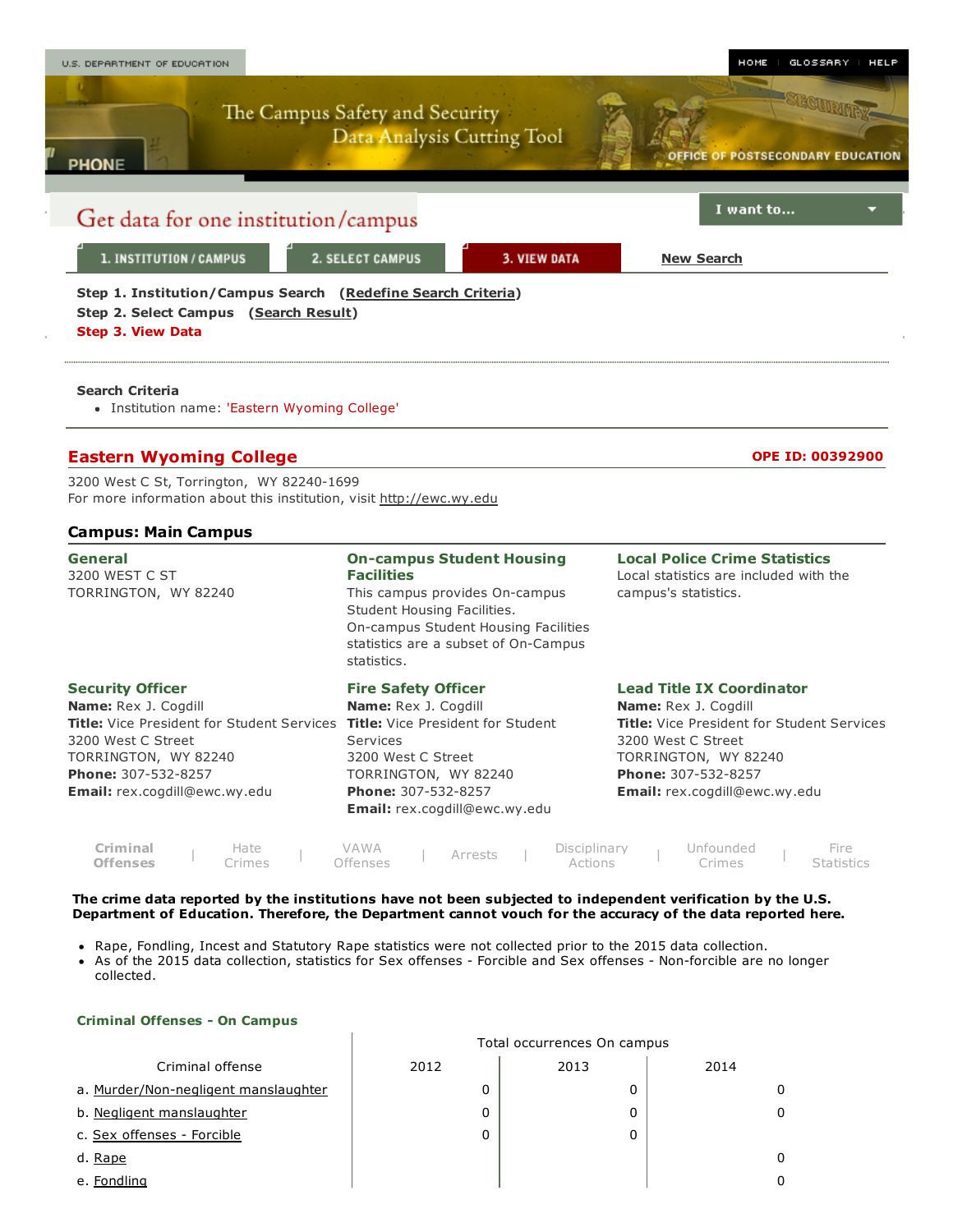U.S. DEPARTMENT OF EDUCATION

HOME | GLOSSARY | HELP

The Campus Safety and Security Data Analysis Cutting Tool

OFFICE OF POSTSECONDARY EDUCATION

# Get data for one institution/campus

I want to...

1. INSTITUTION / CAMPUS | 2. SELECT CAMPUS | 3. VIEW DATA | New Search

**Step 1. Institution/Campus Search** (**Redefine Search Criteria**)
**Step 2. Select Campus** (**Search Result**)
**Step 3. View Data**

**Search Criteria**

- Institution name: 'Eastern Wyoming College'

## Eastern Wyoming College

**OPE ID: 00392900**

3200 West C St, Torrington, WY 82240-1699
For more information about this institution, visit http://ewc.wy.edu

### Campus: Main Campus

**General**
3200 WEST C ST
TORRINGTON, WY 82240

**On-campus Student Housing Facilities**
This campus provides On-campus Student Housing Facilities.
On-campus Student Housing Facilities statistics are a subset of On-Campus statistics.

**Local Police Crime Statistics**
Local statistics are included with the campus's statistics.

**Security Officer**
**Name:** Rex J. Cogdill
**Title:** Vice President for Student Services
3200 West C Street
TORRINGTON, WY 82240
**Phone:** 307-532-8257
**Email:** rex.cogdill@ewc.wy.edu

**Fire Safety Officer**
**Name:** Rex J. Cogdill
**Title:** Vice President for Student Services
3200 West C Street
TORRINGTON, WY 82240
**Phone:** 307-532-8257
**Email:** rex.cogdill@ewc.wy.edu

**Lead Title IX Coordinator**
**Name:** Rex J. Cogdill
**Title:** Vice President for Student Services
3200 West C Street
TORRINGTON, WY 82240
**Phone:** 307-532-8257
**Email:** rex.cogdill@ewc.wy.edu

**Criminal Offenses** | Hate Crimes | VAWA Offenses | Arrests | Disciplinary Actions | Unfounded Crimes | Fire Statistics

**The crime data reported by the institutions have not been subjected to independent verification by the U.S. Department of Education. Therefore, the Department cannot vouch for the accuracy of the data reported here.**

- Rape, Fondling, Incest and Statutory Rape statistics were not collected prior to the 2015 data collection.
- As of the 2015 data collection, statistics for Sex offenses - Forcible and Sex offenses - Non-forcible are no longer collected.

**Criminal Offenses - On Campus**

| Criminal offense | Total occurrences On campus | | |
|---|---|---|---|
| | 2012 | 2013 | 2014 |
| a. Murder/Non-negligent manslaughter | 0 | 0 | 0 |
| b. Negligent manslaughter | 0 | 0 | 0 |
| c. Sex offenses - Forcible | 0 | 0 | |
| d. Rape | | | 0 |
| e. Fondling | | | 0 |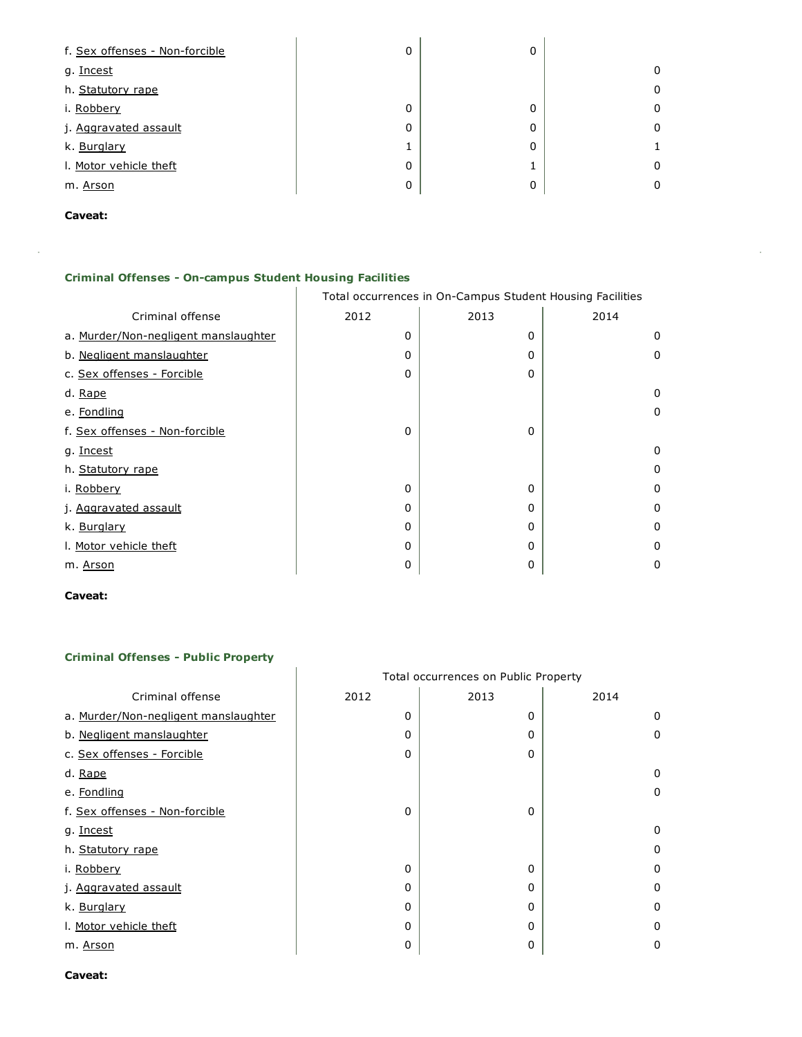| | | | |
|---|---|---|---|
| f. Sex offenses - Non-forcible | 0 | 0 | |
| g. Incest | | | 0 |
| h. Statutory rape | | | 0 |
| i. Robbery | 0 | 0 | 0 |
| j. Aggravated assault | 0 | 0 | 0 |
| k. Burglary | 1 | 0 | 1 |
| l. Motor vehicle theft | 0 | 1 | 0 |
| m. Arson | 0 | 0 | 0 |

**Caveat:**

### Criminal Offenses - On-campus Student Housing Facilities

| | Total occurrences in On-Campus Student Housing Facilities | | |
|---|---|---|---|
| Criminal offense | 2012 | 2013 | 2014 |
| a. Murder/Non-negligent manslaughter | 0 | 0 | 0 |
| b. Negligent manslaughter | 0 | 0 | 0 |
| c. Sex offenses - Forcible | 0 | 0 | |
| d. Rape | | | 0 |
| e. Fondling | | | 0 |
| f. Sex offenses - Non-forcible | 0 | 0 | |
| g. Incest | | | 0 |
| h. Statutory rape | | | 0 |
| i. Robbery | 0 | 0 | 0 |
| j. Aggravated assault | 0 | 0 | 0 |
| k. Burglary | 0 | 0 | 0 |
| l. Motor vehicle theft | 0 | 0 | 0 |
| m. Arson | 0 | 0 | 0 |

**Caveat:**

### Criminal Offenses - Public Property

| | Total occurrences on Public Property | | |
|---|---|---|---|
| Criminal offense | 2012 | 2013 | 2014 |
| a. Murder/Non-negligent manslaughter | 0 | 0 | 0 |
| b. Negligent manslaughter | 0 | 0 | 0 |
| c. Sex offenses - Forcible | 0 | 0 | |
| d. Rape | | | 0 |
| e. Fondling | | | 0 |
| f. Sex offenses - Non-forcible | 0 | 0 | |
| g. Incest | | | 0 |
| h. Statutory rape | | | 0 |
| i. Robbery | 0 | 0 | 0 |
| j. Aggravated assault | 0 | 0 | 0 |
| k. Burglary | 0 | 0 | 0 |
| l. Motor vehicle theft | 0 | 0 | 0 |
| m. Arson | 0 | 0 | 0 |

**Caveat:**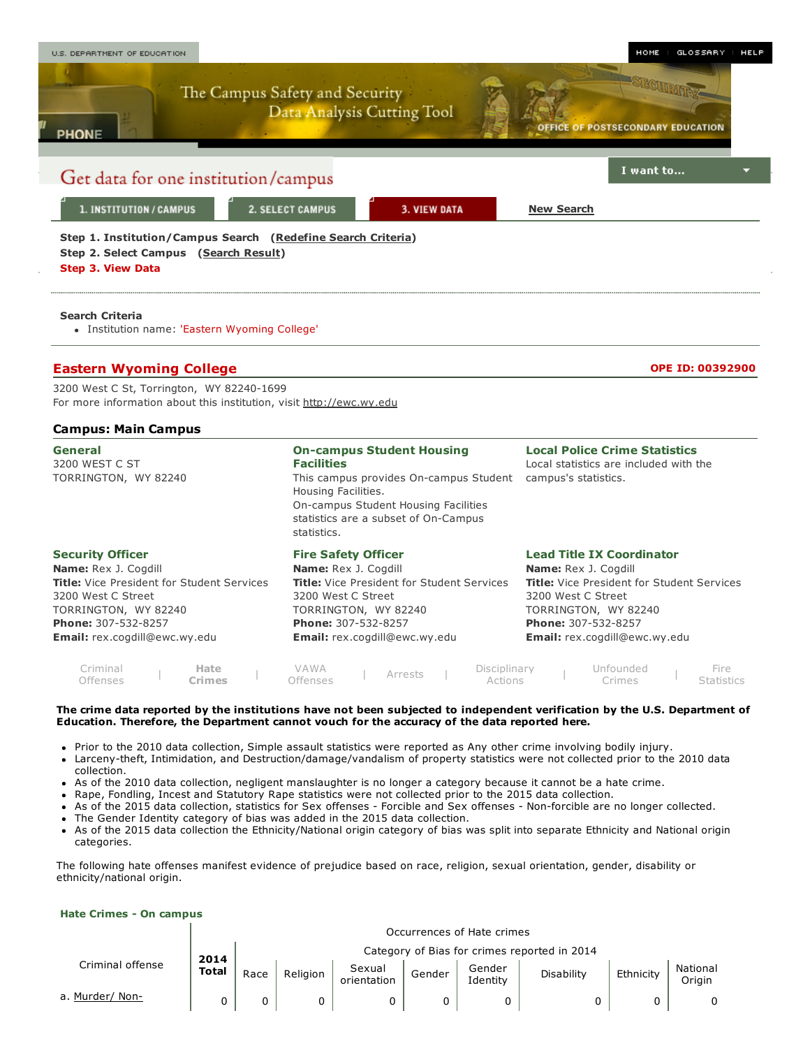U.S. DEPARTMENT OF EDUCATION

HOME | GLOSSARY | HELP

The Campus Safety and Security Data Analysis Cutting Tool

OFFICE OF POSTSECONDARY EDUCATION

## Get data for one institution/campus

I want to...

1. INSTITUTION / CAMPUS | 2. SELECT CAMPUS | 3. VIEW DATA | New Search

**Step 1. Institution/Campus Search** (Redefine Search Criteria)
**Step 2. Select Campus** (Search Result)
**Step 3. View Data**

**Search Criteria**

- Institution name: 'Eastern Wyoming College'

## Eastern Wyoming College

**OPE ID: 00392900**

3200 West C St, Torrington, WY 82240-1699
For more information about this institution, visit http://ewc.wy.edu

### Campus: Main Campus

**General**
3200 WEST C ST
TORRINGTON, WY 82240

**On-campus Student Housing Facilities**
This campus provides On-campus Student Housing Facilities.
On-campus Student Housing Facilities statistics are a subset of On-Campus statistics.

**Local Police Crime Statistics**
Local statistics are included with the campus's statistics.

**Security Officer**
**Name:** Rex J. Cogdill
**Title:** Vice President for Student Services
3200 West C Street
TORRINGTON, WY 82240
**Phone:** 307-532-8257
**Email:** rex.cogdill@ewc.wy.edu

**Fire Safety Officer**
**Name:** Rex J. Cogdill
**Title:** Vice President for Student Services
3200 West C Street
TORRINGTON, WY 82240
**Phone:** 307-532-8257
**Email:** rex.cogdill@ewc.wy.edu

**Lead Title IX Coordinator**
**Name:** Rex J. Cogdill
**Title:** Vice President for Student Services
3200 West C Street
TORRINGTON, WY 82240
**Phone:** 307-532-8257
**Email:** rex.cogdill@ewc.wy.edu

Criminal Offenses | **Hate Crimes** | VAWA Offenses | Arrests | Disciplinary Actions | Unfounded Crimes | Fire Statistics

**The crime data reported by the institutions have not been subjected to independent verification by the U.S. Department of Education. Therefore, the Department cannot vouch for the accuracy of the data reported here.**

- Prior to the 2010 data collection, Simple assault statistics were reported as Any other crime involving bodily injury.
- Larceny-theft, Intimidation, and Destruction/damage/vandalism of property statistics were not collected prior to the 2010 data collection.
- As of the 2010 data collection, negligent manslaughter is no longer a category because it cannot be a hate crime.
- Rape, Fondling, Incest and Statutory Rape statistics were not collected prior to the 2015 data collection.
- As of the 2015 data collection, statistics for Sex offenses - Forcible and Sex offenses - Non-forcible are no longer collected.
- The Gender Identity category of bias was added in the 2015 data collection.
- As of the 2015 data collection the Ethnicity/National origin category of bias was split into separate Ethnicity and National origin categories.

The following hate offenses manifest evidence of prejudice based on race, religion, sexual orientation, gender, disability or ethnicity/national origin.

**Hate Crimes - On campus**

| Criminal offense | 2014 Total | Occurrences of Hate crimes — Category of Bias for crimes reported in 2014 | | | | | | | |
|---|---|---|---|---|---|---|---|---|---|
| | | Race | Religion | Sexual orientation | Gender | Gender Identity | Disability | Ethnicity | National Origin |
| a. Murder/ Non- | 0 | 0 | 0 | 0 | 0 | 0 | 0 | 0 | 0 |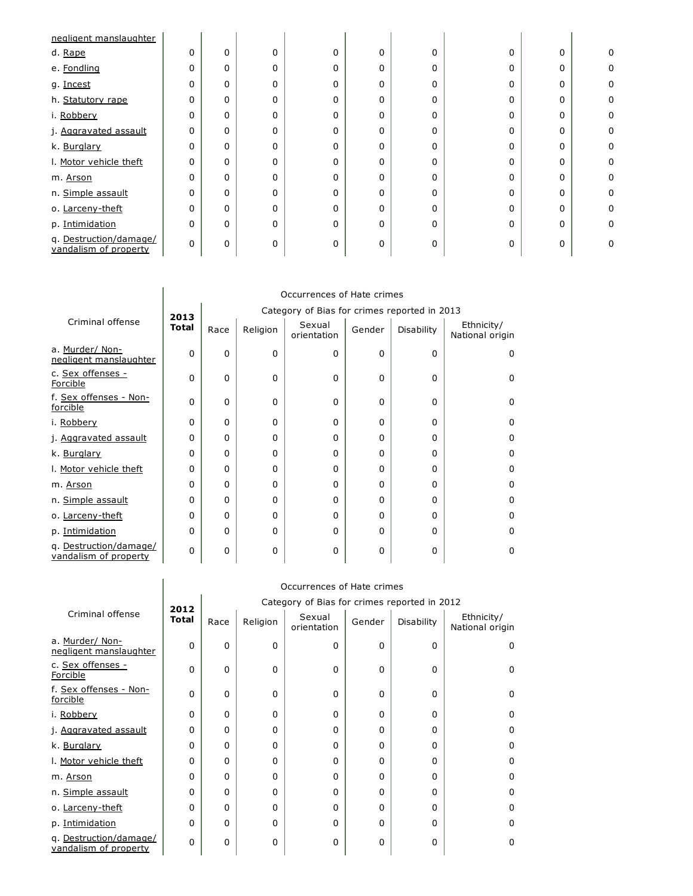| negligent manslaughter | | | | | | | | | |
|---|---|---|---|---|---|---|---|---|---|
| d. Rape | 0 | 0 | 0 | 0 | 0 | 0 | 0 | 0 | 0 |
| e. Fondling | 0 | 0 | 0 | 0 | 0 | 0 | 0 | 0 | 0 |
| g. Incest | 0 | 0 | 0 | 0 | 0 | 0 | 0 | 0 | 0 |
| h. Statutory rape | 0 | 0 | 0 | 0 | 0 | 0 | 0 | 0 | 0 |
| i. Robbery | 0 | 0 | 0 | 0 | 0 | 0 | 0 | 0 | 0 |
| j. Aggravated assault | 0 | 0 | 0 | 0 | 0 | 0 | 0 | 0 | 0 |
| k. Burglary | 0 | 0 | 0 | 0 | 0 | 0 | 0 | 0 | 0 |
| l. Motor vehicle theft | 0 | 0 | 0 | 0 | 0 | 0 | 0 | 0 | 0 |
| m. Arson | 0 | 0 | 0 | 0 | 0 | 0 | 0 | 0 | 0 |
| n. Simple assault | 0 | 0 | 0 | 0 | 0 | 0 | 0 | 0 | 0 |
| o. Larceny-theft | 0 | 0 | 0 | 0 | 0 | 0 | 0 | 0 | 0 |
| p. Intimidation | 0 | 0 | 0 | 0 | 0 | 0 | 0 | 0 | 0 |
| q. Destruction/damage/ vandalism of property | 0 | 0 | 0 | 0 | 0 | 0 | 0 | 0 | 0 |

| Criminal offense | Occurrences of Hate crimes | | | | | | |
|---|---|---|---|---|---|---|---|
| | **2013 Total** | Category of Bias for crimes reported in 2013 | | | | | |
| | | Race | Religion | Sexual orientation | Gender | Disability | Ethnicity/ National origin |
| a. Murder/ Non-negligent manslaughter | 0 | 0 | 0 | 0 | 0 | 0 | 0 |
| c. Sex offenses - Forcible | 0 | 0 | 0 | 0 | 0 | 0 | 0 |
| f. Sex offenses - Non-forcible | 0 | 0 | 0 | 0 | 0 | 0 | 0 |
| i. Robbery | 0 | 0 | 0 | 0 | 0 | 0 | 0 |
| j. Aggravated assault | 0 | 0 | 0 | 0 | 0 | 0 | 0 |
| k. Burglary | 0 | 0 | 0 | 0 | 0 | 0 | 0 |
| l. Motor vehicle theft | 0 | 0 | 0 | 0 | 0 | 0 | 0 |
| m. Arson | 0 | 0 | 0 | 0 | 0 | 0 | 0 |
| n. Simple assault | 0 | 0 | 0 | 0 | 0 | 0 | 0 |
| o. Larceny-theft | 0 | 0 | 0 | 0 | 0 | 0 | 0 |
| p. Intimidation | 0 | 0 | 0 | 0 | 0 | 0 | 0 |
| q. Destruction/damage/ vandalism of property | 0 | 0 | 0 | 0 | 0 | 0 | 0 |

| Criminal offense | Occurrences of Hate crimes | | | | | | |
|---|---|---|---|---|---|---|---|
| | **2012 Total** | Category of Bias for crimes reported in 2012 | | | | | |
| | | Race | Religion | Sexual orientation | Gender | Disability | Ethnicity/ National origin |
| a. Murder/ Non-negligent manslaughter | 0 | 0 | 0 | 0 | 0 | 0 | 0 |
| c. Sex offenses - Forcible | 0 | 0 | 0 | 0 | 0 | 0 | 0 |
| f. Sex offenses - Non-forcible | 0 | 0 | 0 | 0 | 0 | 0 | 0 |
| i. Robbery | 0 | 0 | 0 | 0 | 0 | 0 | 0 |
| j. Aggravated assault | 0 | 0 | 0 | 0 | 0 | 0 | 0 |
| k. Burglary | 0 | 0 | 0 | 0 | 0 | 0 | 0 |
| l. Motor vehicle theft | 0 | 0 | 0 | 0 | 0 | 0 | 0 |
| m. Arson | 0 | 0 | 0 | 0 | 0 | 0 | 0 |
| n. Simple assault | 0 | 0 | 0 | 0 | 0 | 0 | 0 |
| o. Larceny-theft | 0 | 0 | 0 | 0 | 0 | 0 | 0 |
| p. Intimidation | 0 | 0 | 0 | 0 | 0 | 0 | 0 |
| q. Destruction/damage/ vandalism of property | 0 | 0 | 0 | 0 | 0 | 0 | 0 |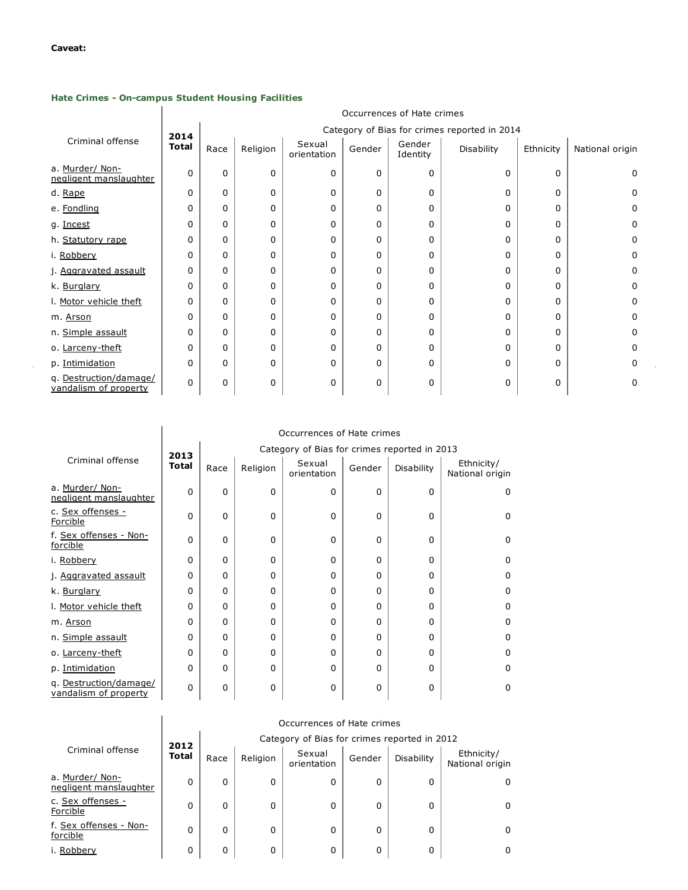**Caveat:**

### Hate Crimes - On-campus Student Housing Facilities

| Criminal offense | 2014 Total | Occurrences of Hate crimes | | | | | | | |
|---|---|---|---|---|---|---|---|---|---|
| | | Category of Bias for crimes reported in 2014 | | | | | | | |
| | | Race | Religion | Sexual orientation | Gender | Gender Identity | Disability | Ethnicity | National origin |
| a. Murder/ Non-negligent manslaughter | 0 | 0 | 0 | 0 | 0 | 0 | 0 | 0 | 0 |
| d. Rape | 0 | 0 | 0 | 0 | 0 | 0 | 0 | 0 | 0 |
| e. Fondling | 0 | 0 | 0 | 0 | 0 | 0 | 0 | 0 | 0 |
| g. Incest | 0 | 0 | 0 | 0 | 0 | 0 | 0 | 0 | 0 |
| h. Statutory rape | 0 | 0 | 0 | 0 | 0 | 0 | 0 | 0 | 0 |
| i. Robbery | 0 | 0 | 0 | 0 | 0 | 0 | 0 | 0 | 0 |
| j. Aggravated assault | 0 | 0 | 0 | 0 | 0 | 0 | 0 | 0 | 0 |
| k. Burglary | 0 | 0 | 0 | 0 | 0 | 0 | 0 | 0 | 0 |
| l. Motor vehicle theft | 0 | 0 | 0 | 0 | 0 | 0 | 0 | 0 | 0 |
| m. Arson | 0 | 0 | 0 | 0 | 0 | 0 | 0 | 0 | 0 |
| n. Simple assault | 0 | 0 | 0 | 0 | 0 | 0 | 0 | 0 | 0 |
| o. Larceny-theft | 0 | 0 | 0 | 0 | 0 | 0 | 0 | 0 | 0 |
| p. Intimidation | 0 | 0 | 0 | 0 | 0 | 0 | 0 | 0 | 0 |
| q. Destruction/damage/ vandalism of property | 0 | 0 | 0 | 0 | 0 | 0 | 0 | 0 | 0 |

| Criminal offense | 2013 Total | Occurrences of Hate crimes | | | | | |
|---|---|---|---|---|---|---|---|
| | | Category of Bias for crimes reported in 2013 | | | | | |
| | | Race | Religion | Sexual orientation | Gender | Disability | Ethnicity/ National origin |
| a. Murder/ Non-negligent manslaughter | 0 | 0 | 0 | 0 | 0 | 0 | 0 |
| c. Sex offenses - Forcible | 0 | 0 | 0 | 0 | 0 | 0 | 0 |
| f. Sex offenses - Non-forcible | 0 | 0 | 0 | 0 | 0 | 0 | 0 |
| i. Robbery | 0 | 0 | 0 | 0 | 0 | 0 | 0 |
| j. Aggravated assault | 0 | 0 | 0 | 0 | 0 | 0 | 0 |
| k. Burglary | 0 | 0 | 0 | 0 | 0 | 0 | 0 |
| l. Motor vehicle theft | 0 | 0 | 0 | 0 | 0 | 0 | 0 |
| m. Arson | 0 | 0 | 0 | 0 | 0 | 0 | 0 |
| n. Simple assault | 0 | 0 | 0 | 0 | 0 | 0 | 0 |
| o. Larceny-theft | 0 | 0 | 0 | 0 | 0 | 0 | 0 |
| p. Intimidation | 0 | 0 | 0 | 0 | 0 | 0 | 0 |
| q. Destruction/damage/ vandalism of property | 0 | 0 | 0 | 0 | 0 | 0 | 0 |

| Criminal offense | 2012 Total | Occurrences of Hate crimes | | | | | |
|---|---|---|---|---|---|---|---|
| | | Category of Bias for crimes reported in 2012 | | | | | |
| | | Race | Religion | Sexual orientation | Gender | Disability | Ethnicity/ National origin |
| a. Murder/ Non-negligent manslaughter | 0 | 0 | 0 | 0 | 0 | 0 | 0 |
| c. Sex offenses - Forcible | 0 | 0 | 0 | 0 | 0 | 0 | 0 |
| f. Sex offenses - Non-forcible | 0 | 0 | 0 | 0 | 0 | 0 | 0 |
| i. Robbery | 0 | 0 | 0 | 0 | 0 | 0 | 0 |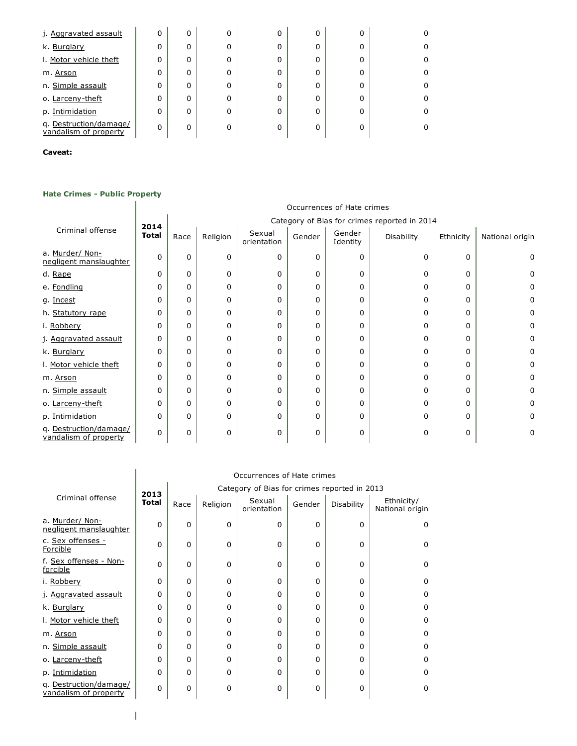| Criminal offense | 2013 Total | Race | Religion | Sexual orientation | Gender | Disability | Ethnicity/ National origin |
|---|---|---|---|---|---|---|---|
| j. Aggravated assault | 0 | 0 | 0 | 0 | 0 | 0 | 0 |
| k. Burglary | 0 | 0 | 0 | 0 | 0 | 0 | 0 |
| l. Motor vehicle theft | 0 | 0 | 0 | 0 | 0 | 0 | 0 |
| m. Arson | 0 | 0 | 0 | 0 | 0 | 0 | 0 |
| n. Simple assault | 0 | 0 | 0 | 0 | 0 | 0 | 0 |
| o. Larceny-theft | 0 | 0 | 0 | 0 | 0 | 0 | 0 |
| p. Intimidation | 0 | 0 | 0 | 0 | 0 | 0 | 0 |
| q. Destruction/damage/ vandalism of property | 0 | 0 | 0 | 0 | 0 | 0 | 0 |

**Caveat:**

**Hate Crimes - Public Property**

| Criminal offense | 2014 Total | Occurrences of Hate crimes | | | | | | | |
|---|---|---|---|---|---|---|---|---|---|
| | | Category of Bias for crimes reported in 2014 | | | | | | | |
| | | Race | Religion | Sexual orientation | Gender | Gender Identity | Disability | Ethnicity | National origin |
| a. Murder/ Non-negligent manslaughter | 0 | 0 | 0 | 0 | 0 | 0 | 0 | 0 | 0 |
| d. Rape | 0 | 0 | 0 | 0 | 0 | 0 | 0 | 0 | 0 |
| e. Fondling | 0 | 0 | 0 | 0 | 0 | 0 | 0 | 0 | 0 |
| g. Incest | 0 | 0 | 0 | 0 | 0 | 0 | 0 | 0 | 0 |
| h. Statutory rape | 0 | 0 | 0 | 0 | 0 | 0 | 0 | 0 | 0 |
| i. Robbery | 0 | 0 | 0 | 0 | 0 | 0 | 0 | 0 | 0 |
| j. Aggravated assault | 0 | 0 | 0 | 0 | 0 | 0 | 0 | 0 | 0 |
| k. Burglary | 0 | 0 | 0 | 0 | 0 | 0 | 0 | 0 | 0 |
| l. Motor vehicle theft | 0 | 0 | 0 | 0 | 0 | 0 | 0 | 0 | 0 |
| m. Arson | 0 | 0 | 0 | 0 | 0 | 0 | 0 | 0 | 0 |
| n. Simple assault | 0 | 0 | 0 | 0 | 0 | 0 | 0 | 0 | 0 |
| o. Larceny-theft | 0 | 0 | 0 | 0 | 0 | 0 | 0 | 0 | 0 |
| p. Intimidation | 0 | 0 | 0 | 0 | 0 | 0 | 0 | 0 | 0 |
| q. Destruction/damage/ vandalism of property | 0 | 0 | 0 | 0 | 0 | 0 | 0 | 0 | 0 |

| Criminal offense | 2013 Total | Occurrences of Hate crimes | | | | | |
|---|---|---|---|---|---|---|---|
| | | Category of Bias for crimes reported in 2013 | | | | | |
| | | Race | Religion | Sexual orientation | Gender | Disability | Ethnicity/ National origin |
| a. Murder/ Non-negligent manslaughter | 0 | 0 | 0 | 0 | 0 | 0 | 0 |
| c. Sex offenses - Forcible | 0 | 0 | 0 | 0 | 0 | 0 | 0 |
| f. Sex offenses - Non-forcible | 0 | 0 | 0 | 0 | 0 | 0 | 0 |
| i. Robbery | 0 | 0 | 0 | 0 | 0 | 0 | 0 |
| j. Aggravated assault | 0 | 0 | 0 | 0 | 0 | 0 | 0 |
| k. Burglary | 0 | 0 | 0 | 0 | 0 | 0 | 0 |
| l. Motor vehicle theft | 0 | 0 | 0 | 0 | 0 | 0 | 0 |
| m. Arson | 0 | 0 | 0 | 0 | 0 | 0 | 0 |
| n. Simple assault | 0 | 0 | 0 | 0 | 0 | 0 | 0 |
| o. Larceny-theft | 0 | 0 | 0 | 0 | 0 | 0 | 0 |
| p. Intimidation | 0 | 0 | 0 | 0 | 0 | 0 | 0 |
| q. Destruction/damage/ vandalism of property | 0 | 0 | 0 | 0 | 0 | 0 | 0 |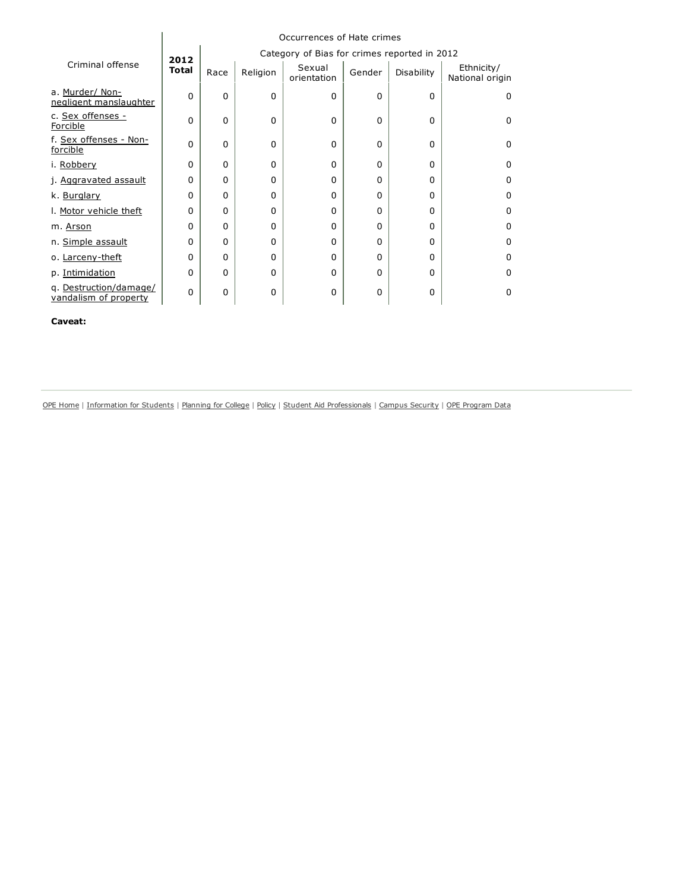| Criminal offense | 2012 Total | Occurrences of Hate crimes — Category of Bias for crimes reported in 2012 | | | | | |
|---|---|---|---|---|---|---|---|
| | | Race | Religion | Sexual orientation | Gender | Disability | Ethnicity/ National origin |
| a. Murder/ Non-negligent manslaughter | 0 | 0 | 0 | 0 | 0 | 0 | 0 |
| c. Sex offenses - Forcible | 0 | 0 | 0 | 0 | 0 | 0 | 0 |
| f. Sex offenses - Non-forcible | 0 | 0 | 0 | 0 | 0 | 0 | 0 |
| i. Robbery | 0 | 0 | 0 | 0 | 0 | 0 | 0 |
| j. Aggravated assault | 0 | 0 | 0 | 0 | 0 | 0 | 0 |
| k. Burglary | 0 | 0 | 0 | 0 | 0 | 0 | 0 |
| l. Motor vehicle theft | 0 | 0 | 0 | 0 | 0 | 0 | 0 |
| m. Arson | 0 | 0 | 0 | 0 | 0 | 0 | 0 |
| n. Simple assault | 0 | 0 | 0 | 0 | 0 | 0 | 0 |
| o. Larceny-theft | 0 | 0 | 0 | 0 | 0 | 0 | 0 |
| p. Intimidation | 0 | 0 | 0 | 0 | 0 | 0 | 0 |
| q. Destruction/damage/ vandalism of property | 0 | 0 | 0 | 0 | 0 | 0 | 0 |

**Caveat:**

OPE Home | Information for Students | Planning for College | Policy | Student Aid Professionals | Campus Security | OPE Program Data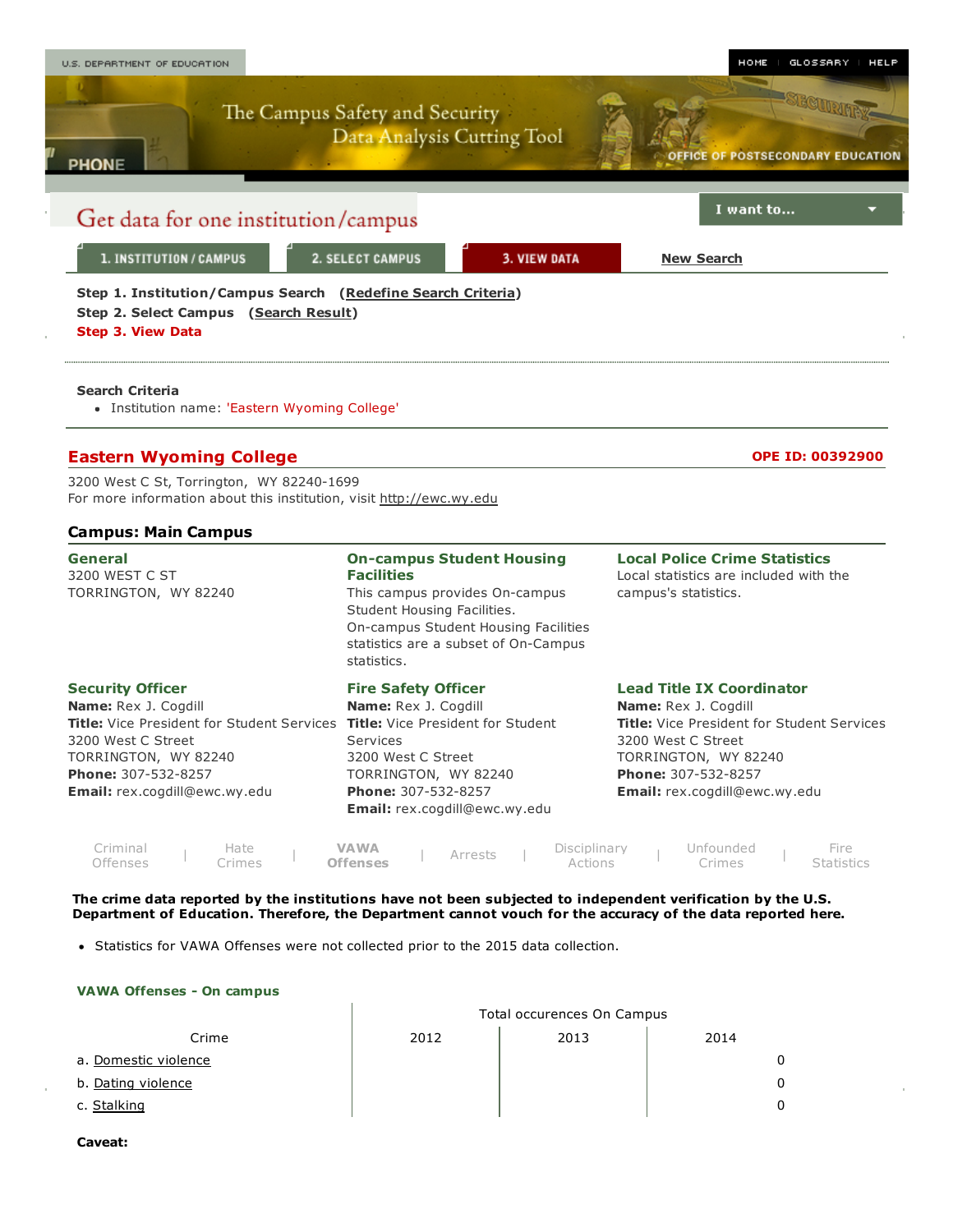U.S. DEPARTMENT OF EDUCATION

HOME | GLOSSARY | HELP

The Campus Safety and Security Data Analysis Cutting Tool

OFFICE OF POSTSECONDARY EDUCATION

## Get data for one institution/campus

I want to...

1. INSTITUTION / CAMPUS | 2. SELECT CAMPUS | 3. VIEW DATA | New Search

**Step 1. Institution/Campus Search** (Redefine Search Criteria)
**Step 2. Select Campus** (Search Result)
**Step 3. View Data**

**Search Criteria**

- Institution name: 'Eastern Wyoming College'

## Eastern Wyoming College

**OPE ID: 00392900**

3200 West C St, Torrington, WY 82240-1699
For more information about this institution, visit http://ewc.wy.edu

### Campus: Main Campus

**General**
3200 WEST C ST
TORRINGTON, WY 82240

**On-campus Student Housing Facilities**
This campus provides On-campus Student Housing Facilities.
On-campus Student Housing Facilities statistics are a subset of On-Campus statistics.

**Local Police Crime Statistics**
Local statistics are included with the campus's statistics.

**Security Officer**
**Name:** Rex J. Cogdill
**Title:** Vice President for Student Services
3200 West C Street
TORRINGTON, WY 82240
**Phone:** 307-532-8257
**Email:** rex.cogdill@ewc.wy.edu

**Fire Safety Officer**
**Name:** Rex J. Cogdill
**Title:** Vice President for Student Services
3200 West C Street
TORRINGTON, WY 82240
**Phone:** 307-532-8257
**Email:** rex.cogdill@ewc.wy.edu

**Lead Title IX Coordinator**
**Name:** Rex J. Cogdill
**Title:** Vice President for Student Services
3200 West C Street
TORRINGTON, WY 82240
**Phone:** 307-532-8257
**Email:** rex.cogdill@ewc.wy.edu

Criminal Offenses | Hate Crimes | **VAWA Offenses** | Arrests | Disciplinary Actions | Unfounded Crimes | Fire Statistics

**The crime data reported by the institutions have not been subjected to independent verification by the U.S. Department of Education. Therefore, the Department cannot vouch for the accuracy of the data reported here.**

- Statistics for VAWA Offenses were not collected prior to the 2015 data collection.

**VAWA Offenses - On campus**

| Crime | Total occurences On Campus | | |
|---|---|---|---|
| | 2012 | 2013 | 2014 |
| a. Domestic violence | | | 0 |
| b. Dating violence | | | 0 |
| c. Stalking | | | 0 |

**Caveat:**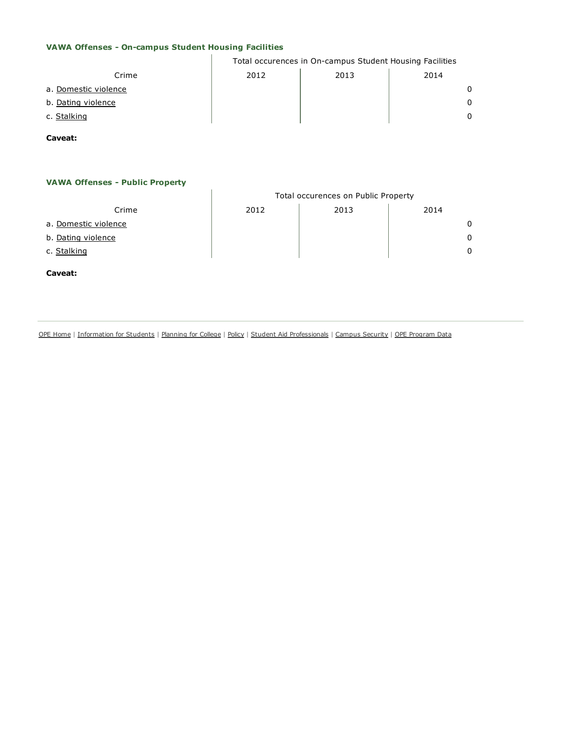### VAWA Offenses - On-campus Student Housing Facilities

| Crime | Total occurences in On-campus Student Housing Facilities | | |
|---|---|---|---|
| | 2012 | 2013 | 2014 |
| a. Domestic violence | | | 0 |
| b. Dating violence | | | 0 |
| c. Stalking | | | 0 |

**Caveat:**

### VAWA Offenses - Public Property

| Crime | Total occurences on Public Property | | |
|---|---|---|---|
| | 2012 | 2013 | 2014 |
| a. Domestic violence | | | 0 |
| b. Dating violence | | | 0 |
| c. Stalking | | | 0 |

**Caveat:**

OPE Home | Information for Students | Planning for College | Policy | Student Aid Professionals | Campus Security | OPE Program Data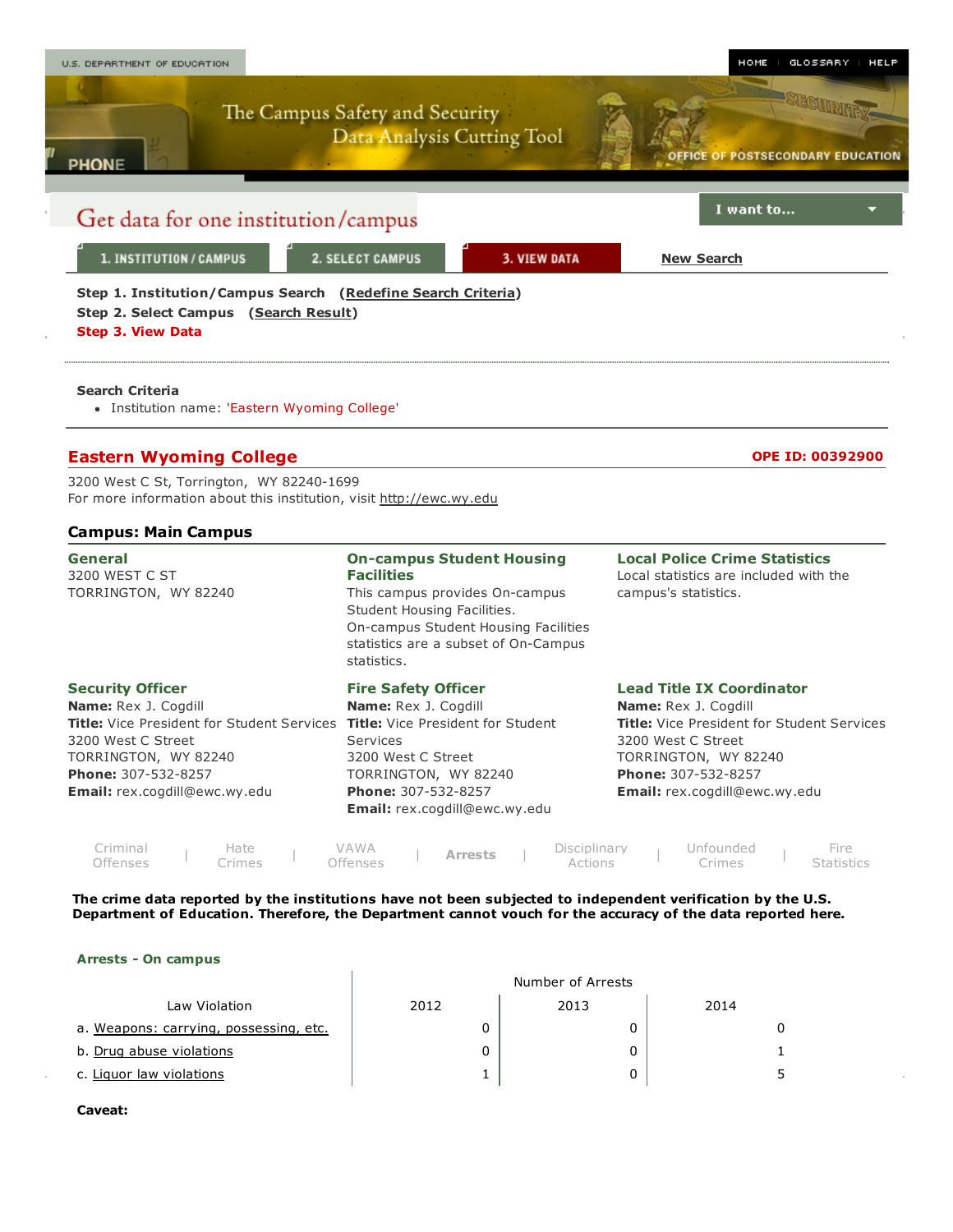U.S. DEPARTMENT OF EDUCATION

HOME | GLOSSARY | HELP

The Campus Safety and Security Data Analysis Cutting Tool

OFFICE OF POSTSECONDARY EDUCATION

# Get data for one institution/campus

I want to...

1. INSTITUTION / CAMPUS | 2. SELECT CAMPUS | 3. VIEW DATA | New Search

**Step 1. Institution/Campus Search** (Redefine Search Criteria)
**Step 2. Select Campus** (Search Result)
**Step 3. View Data**

**Search Criteria**

- Institution name: 'Eastern Wyoming College'

## Eastern Wyoming College

**OPE ID: 00392900**

3200 West C St, Torrington, WY 82240-1699
For more information about this institution, visit http://ewc.wy.edu

### Campus: Main Campus

**General**
3200 WEST C ST
TORRINGTON, WY 82240

**On-campus Student Housing Facilities**
This campus provides On-campus Student Housing Facilities.
On-campus Student Housing Facilities statistics are a subset of On-Campus statistics.

**Local Police Crime Statistics**
Local statistics are included with the campus's statistics.

**Security Officer**
**Name:** Rex J. Cogdill
**Title:** Vice President for Student Services
3200 West C Street
TORRINGTON, WY 82240
**Phone:** 307-532-8257
**Email:** rex.cogdill@ewc.wy.edu

**Fire Safety Officer**
**Name:** Rex J. Cogdill
**Title:** Vice President for Student Services
3200 West C Street
TORRINGTON, WY 82240
**Phone:** 307-532-8257
**Email:** rex.cogdill@ewc.wy.edu

**Lead Title IX Coordinator**
**Name:** Rex J. Cogdill
**Title:** Vice President for Student Services
3200 West C Street
TORRINGTON, WY 82240
**Phone:** 307-532-8257
**Email:** rex.cogdill@ewc.wy.edu

Criminal Offenses | Hate Crimes | VAWA Offenses | **Arrests** | Disciplinary Actions | Unfounded Crimes | Fire Statistics

**The crime data reported by the institutions have not been subjected to independent verification by the U.S. Department of Education. Therefore, the Department cannot vouch for the accuracy of the data reported here.**

**Arrests - On campus**

| Law Violation | Number of Arrests | | |
|---|---|---|---|
| | 2012 | 2013 | 2014 |
| a. Weapons: carrying, possessing, etc. | 0 | 0 | 0 |
| b. Drug abuse violations | 0 | 0 | 1 |
| c. Liquor law violations | 1 | 0 | 5 |

**Caveat:**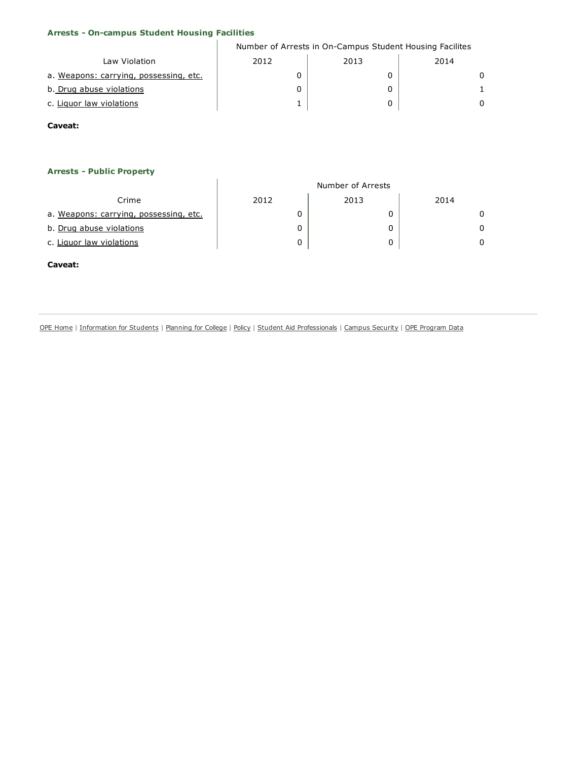### Arrests - On-campus Student Housing Facilities

| Law Violation | Number of Arrests in On-Campus Student Housing Facilites | | |
|---|---|---|---|
| | 2012 | 2013 | 2014 |
| a. Weapons: carrying, possessing, etc. | 0 | 0 | 0 |
| b. Drug abuse violations | 0 | 0 | 1 |
| c. Liquor law violations | 1 | 0 | 0 |

**Caveat:**

### Arrests - Public Property

| Crime | Number of Arrests | | |
|---|---|---|---|
| | 2012 | 2013 | 2014 |
| a. Weapons: carrying, possessing, etc. | 0 | 0 | 0 |
| b. Drug abuse violations | 0 | 0 | 0 |
| c. Liquor law violations | 0 | 0 | 0 |

**Caveat:**

OPE Home | Information for Students | Planning for College | Policy | Student Aid Professionals | Campus Security | OPE Program Data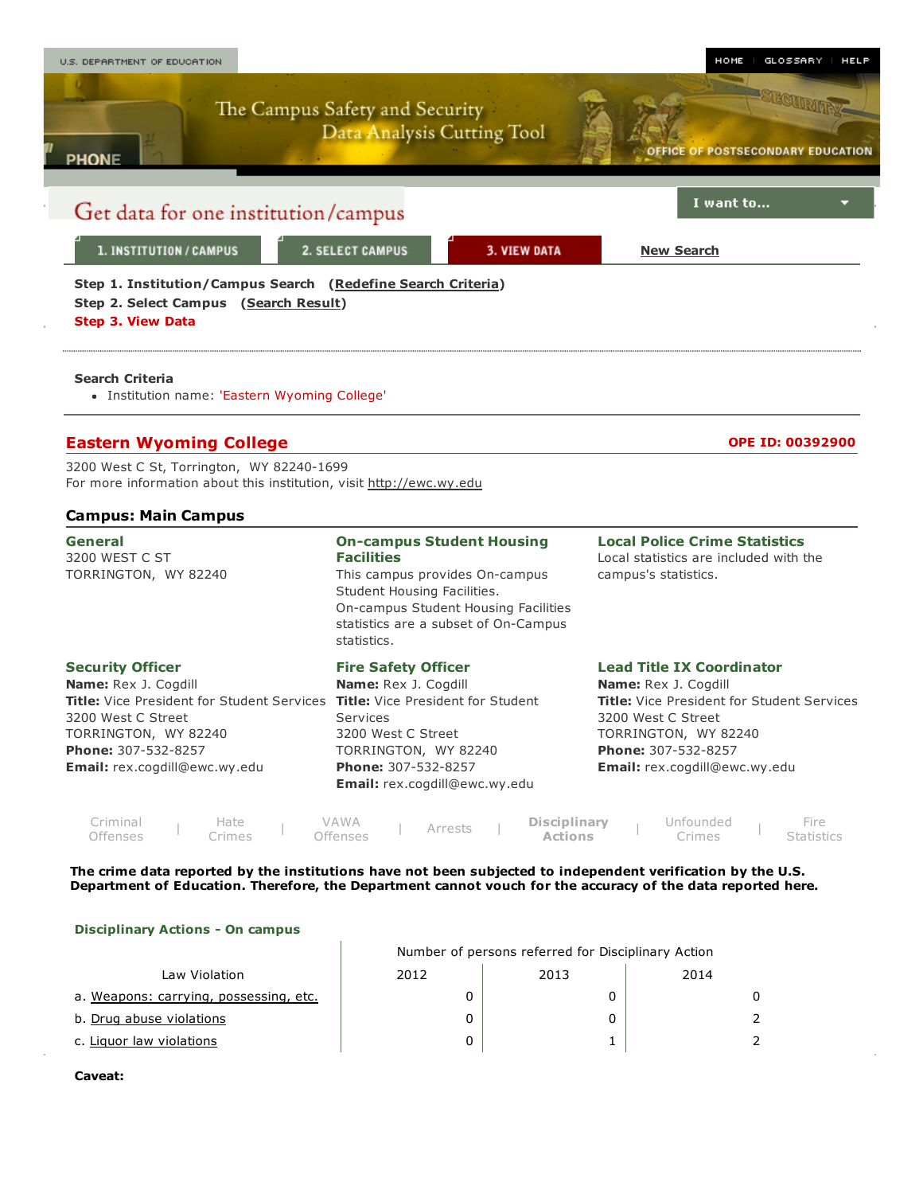U.S. DEPARTMENT OF EDUCATION

HOME | GLOSSARY | HELP

The Campus Safety and Security Data Analysis Cutting Tool

OFFICE OF POSTSECONDARY EDUCATION

# Get data for one institution/campus

I want to...

1. INSTITUTION / CAMPUS | 2. SELECT CAMPUS | 3. VIEW DATA | New Search

**Step 1. Institution/Campus Search** (**Redefine Search Criteria**)
**Step 2. Select Campus** (**Search Result**)
**Step 3. View Data**

**Search Criteria**

- Institution name: 'Eastern Wyoming College'

## Eastern Wyoming College

**OPE ID: 00392900**

3200 West C St, Torrington, WY 82240-1699
For more information about this institution, visit http://ewc.wy.edu

### Campus: Main Campus

**General**
3200 WEST C ST
TORRINGTON, WY 82240

**On-campus Student Housing Facilities**
This campus provides On-campus Student Housing Facilities.
On-campus Student Housing Facilities statistics are a subset of On-Campus statistics.

**Local Police Crime Statistics**
Local statistics are included with the campus's statistics.

**Security Officer**
**Name:** Rex J. Cogdill
**Title:** Vice President for Student Services
3200 West C Street
TORRINGTON, WY 82240
**Phone:** 307-532-8257
**Email:** rex.cogdill@ewc.wy.edu

**Fire Safety Officer**
**Name:** Rex J. Cogdill
**Title:** Vice President for Student Services
3200 West C Street
TORRINGTON, WY 82240
**Phone:** 307-532-8257
**Email:** rex.cogdill@ewc.wy.edu

**Lead Title IX Coordinator**
**Name:** Rex J. Cogdill
**Title:** Vice President for Student Services
3200 West C Street
TORRINGTON, WY 82240
**Phone:** 307-532-8257
**Email:** rex.cogdill@ewc.wy.edu

Criminal Offenses | Hate Crimes | VAWA Offenses | Arrests | **Disciplinary Actions** | Unfounded Crimes | Fire Statistics

**The crime data reported by the institutions have not been subjected to independent verification by the U.S. Department of Education. Therefore, the Department cannot vouch for the accuracy of the data reported here.**

**Disciplinary Actions - On campus**

| Law Violation | Number of persons referred for Disciplinary Action | | |
|---|---|---|---|
| | 2012 | 2013 | 2014 |
| a. Weapons: carrying, possessing, etc. | 0 | 0 | 0 |
| b. Drug abuse violations | 0 | 0 | 2 |
| c. Liquor law violations | 0 | 1 | 2 |

**Caveat:**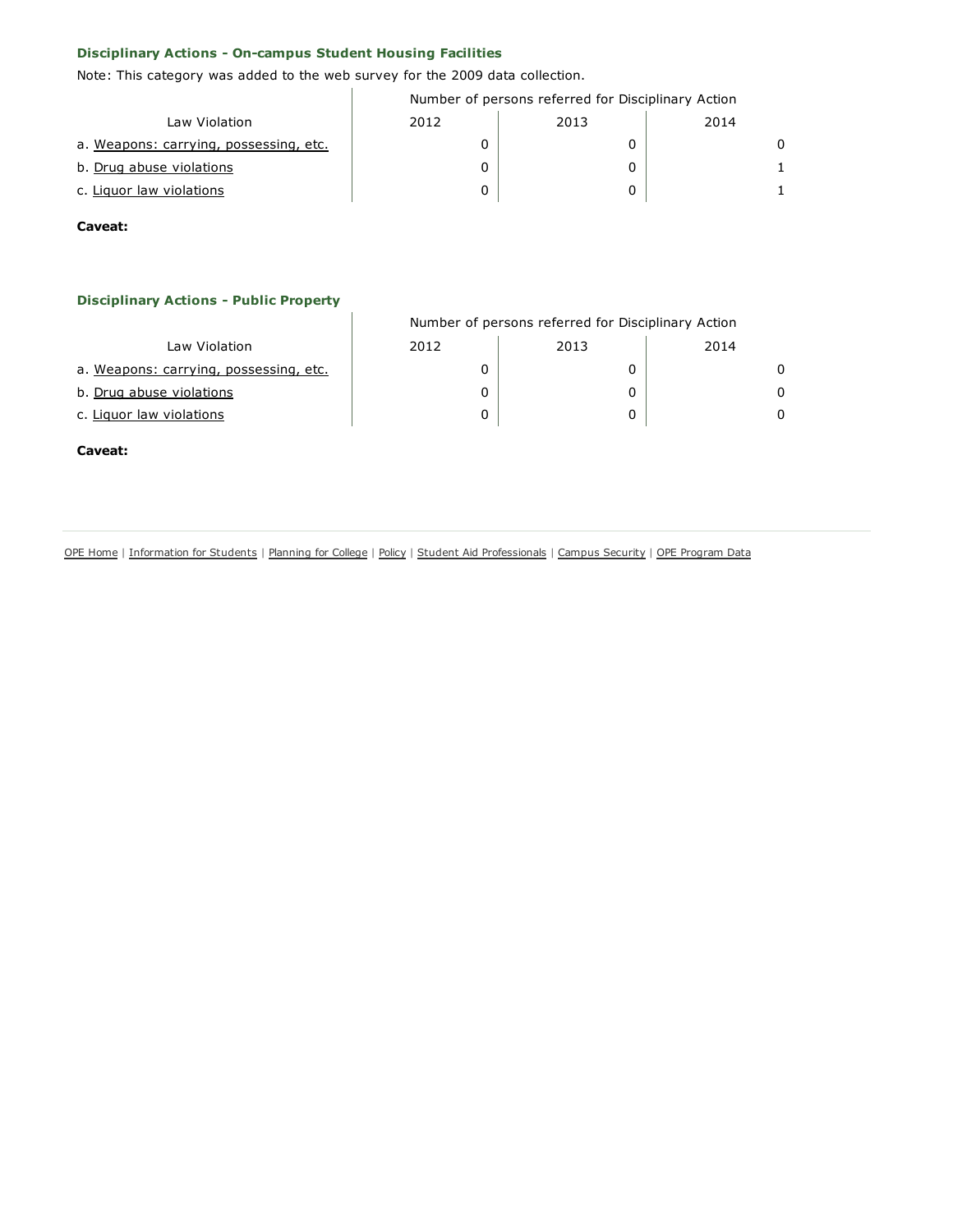### Disciplinary Actions - On-campus Student Housing Facilities

Note: This category was added to the web survey for the 2009 data collection.

| Law Violation | Number of persons referred for Disciplinary Action | | |
|---|---|---|---|
| | 2012 | 2013 | 2014 |
| a. Weapons: carrying, possessing, etc. | 0 | 0 | 0 |
| b. Drug abuse violations | 0 | 0 | 1 |
| c. Liquor law violations | 0 | 0 | 1 |

**Caveat:**

### Disciplinary Actions - Public Property

| Law Violation | Number of persons referred for Disciplinary Action | | |
|---|---|---|---|
| | 2012 | 2013 | 2014 |
| a. Weapons: carrying, possessing, etc. | 0 | 0 | 0 |
| b. Drug abuse violations | 0 | 0 | 0 |
| c. Liquor law violations | 0 | 0 | 0 |

**Caveat:**

OPE Home | Information for Students | Planning for College | Policy | Student Aid Professionals | Campus Security | OPE Program Data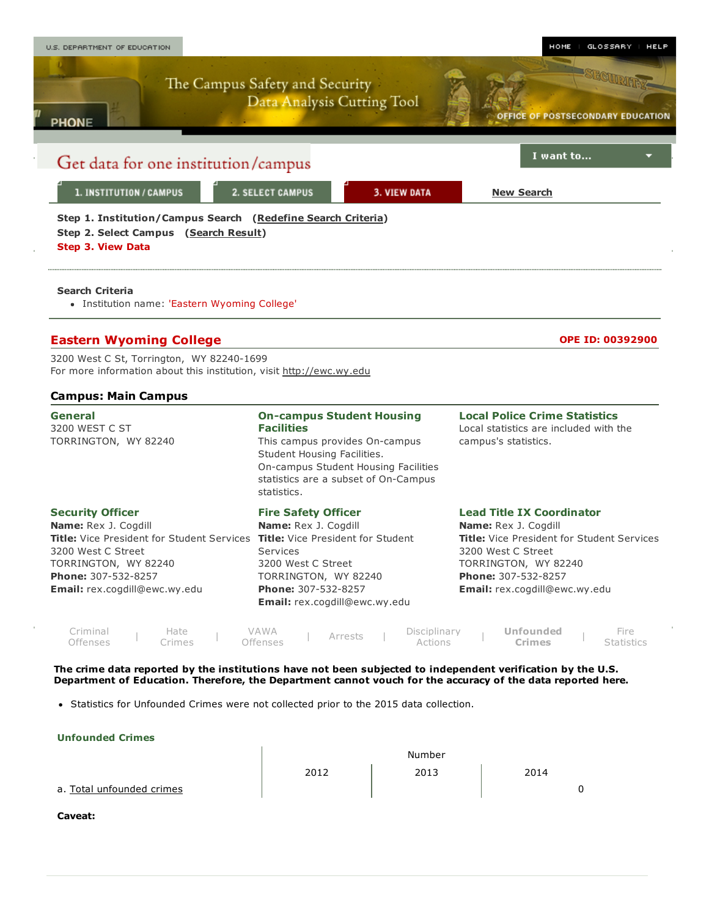U.S. DEPARTMENT OF EDUCATION

HOME | GLOSSARY | HELP

The Campus Safety and Security Data Analysis Cutting Tool

OFFICE OF POSTSECONDARY EDUCATION

# Get data for one institution/campus

I want to...

1. INSTITUTION / CAMPUS | 2. SELECT CAMPUS | 3. VIEW DATA | New Search

**Step 1. Institution/Campus Search** (**Redefine Search Criteria**)
**Step 2. Select Campus** (**Search Result**)
**Step 3. View Data**

**Search Criteria**

- Institution name: 'Eastern Wyoming College'

## Eastern Wyoming College

**OPE ID: 00392900**

3200 West C St, Torrington, WY 82240-1699
For more information about this institution, visit http://ewc.wy.edu

### Campus: Main Campus

**General**
3200 WEST C ST
TORRINGTON, WY 82240

**On-campus Student Housing Facilities**
This campus provides On-campus Student Housing Facilities.
On-campus Student Housing Facilities statistics are a subset of On-Campus statistics.

**Local Police Crime Statistics**
Local statistics are included with the campus's statistics.

**Security Officer**
**Name:** Rex J. Cogdill
**Title:** Vice President for Student Services
3200 West C Street
TORRINGTON, WY 82240
**Phone:** 307-532-8257
**Email:** rex.cogdill@ewc.wy.edu

**Fire Safety Officer**
**Name:** Rex J. Cogdill
**Title:** Vice President for Student Services
3200 West C Street
TORRINGTON, WY 82240
**Phone:** 307-532-8257
**Email:** rex.cogdill@ewc.wy.edu

**Lead Title IX Coordinator**
**Name:** Rex J. Cogdill
**Title:** Vice President for Student Services
3200 West C Street
TORRINGTON, WY 82240
**Phone:** 307-532-8257
**Email:** rex.cogdill@ewc.wy.edu

Criminal Offenses | Hate Crimes | VAWA Offenses | Arrests | Disciplinary Actions | **Unfounded Crimes** | Fire Statistics

**The crime data reported by the institutions have not been subjected to independent verification by the U.S. Department of Education. Therefore, the Department cannot vouch for the accuracy of the data reported here.**

- Statistics for Unfounded Crimes were not collected prior to the 2015 data collection.

**Unfounded Crimes**

| | Number | | |
|---|---|---|---|
| | 2012 | 2013 | 2014 |
| a. Total unfounded crimes | | | 0 |

**Caveat:**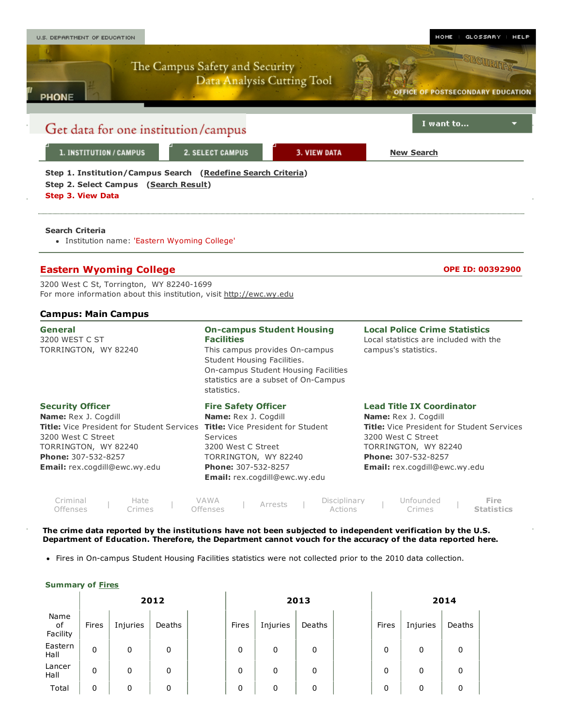U.S. DEPARTMENT OF EDUCATION

HOME | GLOSSARY | HELP

The Campus Safety and Security Data Analysis Cutting Tool

OFFICE OF POSTSECONDARY EDUCATION

## Get data for one institution/campus

I want to...

1. INSTITUTION / CAMPUS | 2. SELECT CAMPUS | 3. VIEW DATA | New Search

**Step 1. Institution/Campus Search** (**Redefine Search Criteria**)
**Step 2. Select Campus** (**Search Result**)
**Step 3. View Data**

**Search Criteria**

- Institution name: 'Eastern Wyoming College'

## Eastern Wyoming College

**OPE ID: 00392900**

3200 West C St, Torrington, WY 82240-1699
For more information about this institution, visit http://ewc.wy.edu

### Campus: Main Campus

**General**
3200 WEST C ST
TORRINGTON, WY 82240

**On-campus Student Housing Facilities**
This campus provides On-campus Student Housing Facilities.
On-campus Student Housing Facilities statistics are a subset of On-Campus statistics.

**Local Police Crime Statistics**
Local statistics are included with the campus's statistics.

**Security Officer**
**Name:** Rex J. Cogdill
**Title:** Vice President for Student Services
3200 West C Street
TORRINGTON, WY 82240
**Phone:** 307-532-8257
**Email:** rex.cogdill@ewc.wy.edu

**Fire Safety Officer**
**Name:** Rex J. Cogdill
**Title:** Vice President for Student Services
3200 West C Street
TORRINGTON, WY 82240
**Phone:** 307-532-8257
**Email:** rex.cogdill@ewc.wy.edu

**Lead Title IX Coordinator**
**Name:** Rex J. Cogdill
**Title:** Vice President for Student Services
3200 West C Street
TORRINGTON, WY 82240
**Phone:** 307-532-8257
**Email:** rex.cogdill@ewc.wy.edu

Criminal Offenses | Hate Crimes | VAWA Offenses | Arrests | Disciplinary Actions | Unfounded Crimes | **Fire Statistics**

**The crime data reported by the institutions have not been subjected to independent verification by the U.S. Department of Education. Therefore, the Department cannot vouch for the accuracy of the data reported here.**

- Fires in On-campus Student Housing Facilities statistics were not collected prior to the 2010 data collection.

**Summary of Fires**

| | 2012 | | | 2013 | | | 2014 | | |
|---|---|---|---|---|---|---|---|---|---|
| Name of Facility | Fires | Injuries | Deaths | Fires | Injuries | Deaths | Fires | Injuries | Deaths |
| Eastern Hall | 0 | 0 | 0 | 0 | 0 | 0 | 0 | 0 | 0 |
| Lancer Hall | 0 | 0 | 0 | 0 | 0 | 0 | 0 | 0 | 0 |
| Total | 0 | 0 | 0 | 0 | 0 | 0 | 0 | 0 | 0 |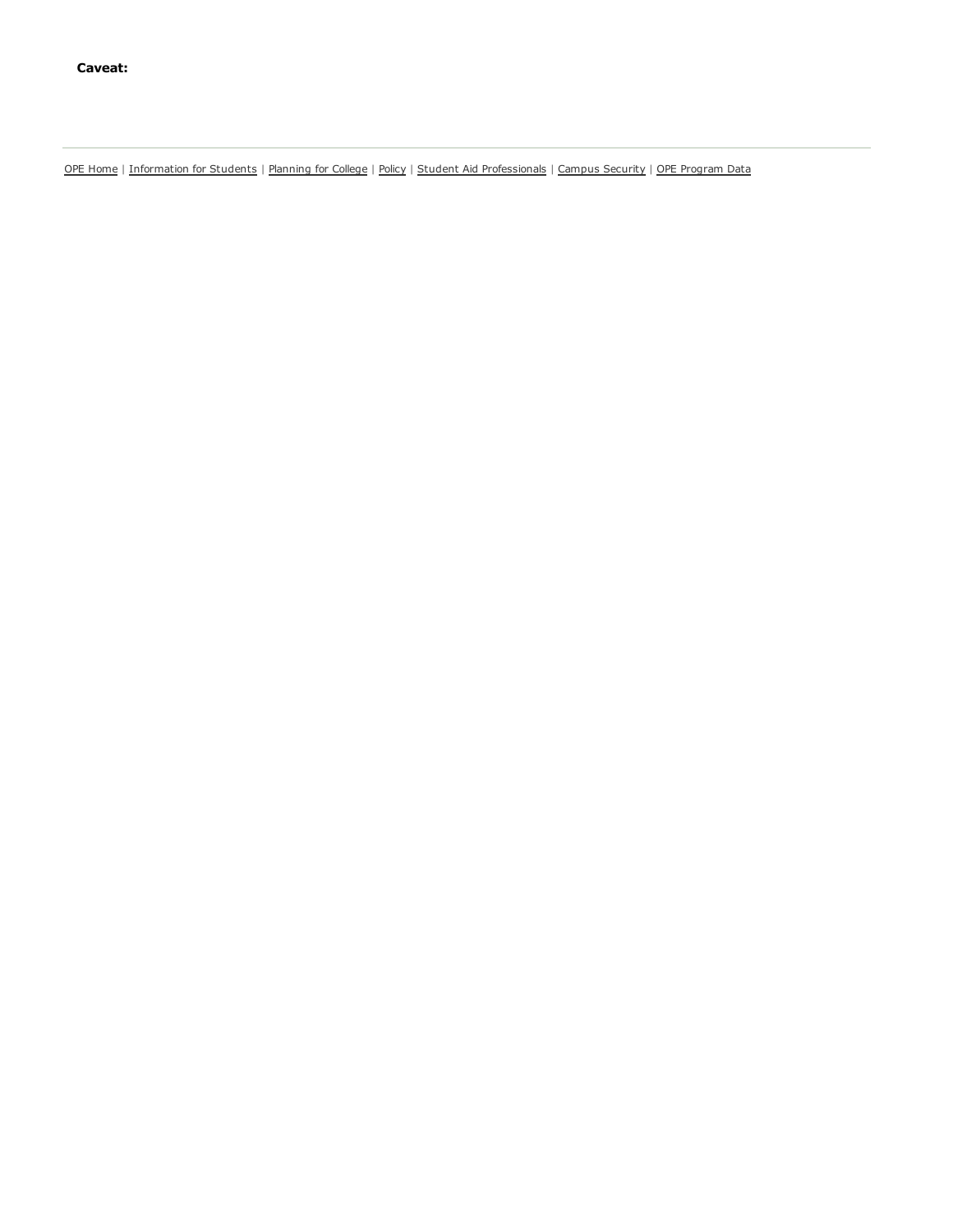**Caveat:**

---

OPE Home | Information for Students | Planning for College | Policy | Student Aid Professionals | Campus Security | OPE Program Data